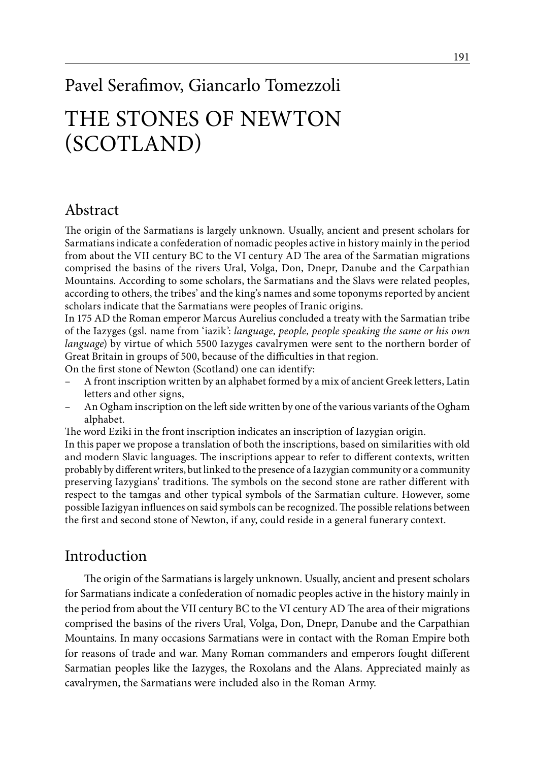Pavel Serafimov, Giancarlo Tomezzoli

# THE STONES OF NEWTON (SCOTLAND)

## Abstract

The origin of the Sarmatians is largely unknown. Usually, ancient and present scholars for Sarmatians indicate a confederation of nomadic peoples active in history mainly in the period from about the VII century BC to the VI century AD The area of the Sarmatian migrations comprised the basins of the rivers Ural, Volga, Don, Dnepr, Danube and the Carpathian Mountains. According to some scholars, the Sarmatians and the Slavs were related peoples, according to others, the tribes' and the king's names and some toponyms reported by ancient scholars indicate that the Sarmatians were peoples of Iranic origins.

In 175 AD the Roman emperor Marcus Aurelius concluded a treaty with the Sarmatian tribe of the Iazyges (gsl. name from 'iazik': *language, people, people speaking the same or his own language*) by virtue of which 5500 Iazyges cavalrymen were sent to the northern border of Great Britain in groups of 500, because of the difficulties in that region.

On the first stone of Newton (Scotland) one can identify:

- A front inscription written by an alphabet formed by a mix of ancient Greek letters, Latin letters and other signs,
- An Ogham inscription on the left side written by one of the various variants of the Ogham alphabet.

The word Eziki in the front inscription indicates an inscription of Iazygian origin.

In this paper we propose a translation of both the inscriptions, based on similarities with old and modern Slavic languages. The inscriptions appear to refer to different contexts, written probably by different writers, but linked to the presence of a Iazygian community or a community preserving Iazygians' traditions. The symbols on the second stone are rather different with respect to the tamgas and other typical symbols of the Sarmatian culture. However, some possible Iazigyan influences on said symbols can be recognized. The possible relations between the first and second stone of Newton, if any, could reside in a general funerary context.

## Introduction

The origin of the Sarmatians is largely unknown. Usually, ancient and present scholars for Sarmatians indicate a confederation of nomadic peoples active in the history mainly in the period from about the VII century BC to the VI century AD The area of their migrations comprised the basins of the rivers Ural, Volga, Don, Dnepr, Danube and the Carpathian Mountains. In many occasions Sarmatians were in contact with the Roman Empire both for reasons of trade and war. Many Roman commanders and emperors fought different Sarmatian peoples like the Iazyges, the Roxolans and the Alans. Appreciated mainly as cavalrymen, the Sarmatians were included also in the Roman Army.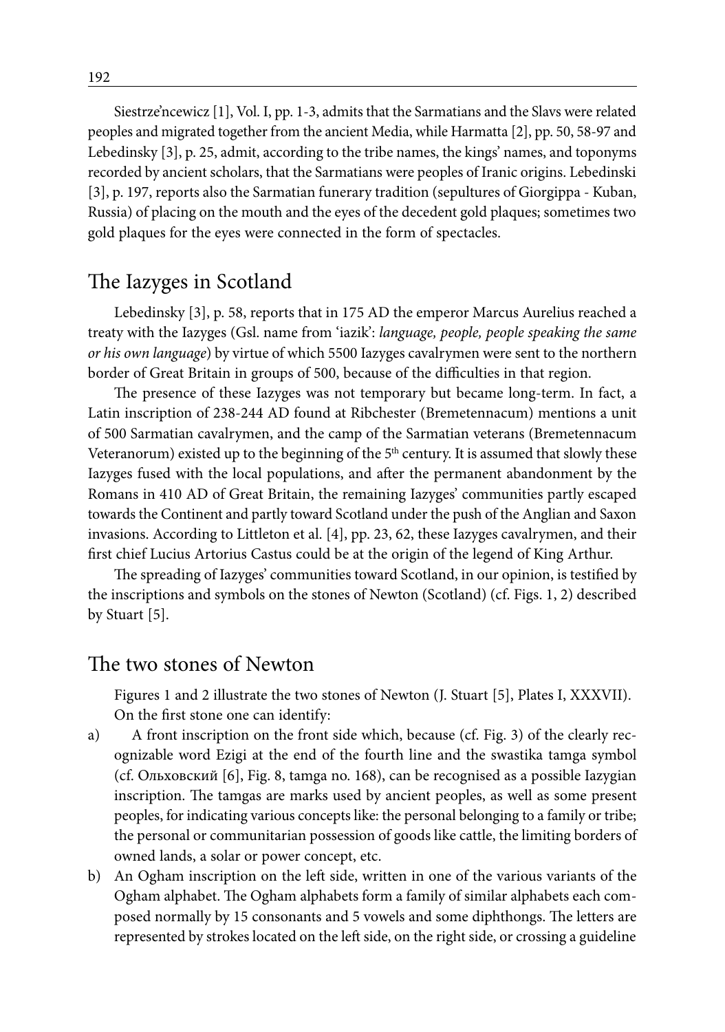Siestrze'ncewicz [1], Vol. I, pp. 1-3, admits that the Sarmatians and the Slavs were related peoples and migrated together from the ancient Media, while Harmatta [2], pp. 50, 58-97 and Lebedinsky [3], p. 25, admit, according to the tribe names, the kings' names, and toponyms recorded by ancient scholars, that the Sarmatians were peoples of Iranic origins. Lebedinski [3], p. 197, reports also the Sarmatian funerary tradition (sepultures of Giorgippa - Kuban, Russia) of placing on the mouth and the eyes of the decedent gold plaques; sometimes two gold plaques for the eyes were connected in the form of spectacles.

## The Iazyges in Scotland

Lebedinsky [3], p. 58, reports that in 175 AD the emperor Marcus Aurelius reached a treaty with the Iazyges (Gsl. name from 'iazik': *language, people, people speaking the same or his own language*) by virtue of which 5500 Iazyges cavalrymen were sent to the northern border of Great Britain in groups of 500, because of the difficulties in that region.

The presence of these Iazyges was not temporary but became long-term. In fact, a Latin inscription of 238-244 AD found at Ribchester (Bremetennacum) mentions a unit of 500 Sarmatian cavalrymen, and the camp of the Sarmatian veterans (Bremetennacum Veteranorum) existed up to the beginning of the 5th century. It is assumed that slowly these Iazyges fused with the local populations, and after the permanent abandonment by the Romans in 410 AD of Great Britain, the remaining Iazyges' communities partly escaped towards the Continent and partly toward Scotland under the push of the Anglian and Saxon invasions. According to Littleton et al. [4], pp. 23, 62, these Iazyges cavalrymen, and their first chief Lucius Artorius Castus could be at the origin of the legend of King Arthur.

The spreading of Iazyges' communities toward Scotland, in our opinion, is testified by the inscriptions and symbols on the stones of Newton (Scotland) (cf. Figs. 1, 2) described by Stuart [5].

## The two stones of Newton

Figures 1 and 2 illustrate the two stones of Newton (J. Stuart [5], Plates I, XXXVII).

On the first stone one can identify:

a) A front inscription on the front side which, because (cf. Fig. 3) of the clearly recognizable word Ezigi at the end of the fourth line and the swastika tamga symbol (cf. Ольховский [6], Fig. 8, tamga no. 168), can be recognised as a possible Iazygian inscription. The tamgas are marks used by ancient peoples, as well as some present peoples, for indicating various concepts like: the personal belonging to a family or tribe; the personal or communitarian possession of goods like cattle, the limiting borders of owned lands, a solar or power concept, etc.

b) An Ogham inscription on the left side, written in one of the various variants of the Ogham alphabet. The Ogham alphabets form a family of similar alphabets each composed normally by 15 consonants and 5 vowels and some diphthongs. The letters are represented by strokes located on the left side, on the right side, or crossing a guideline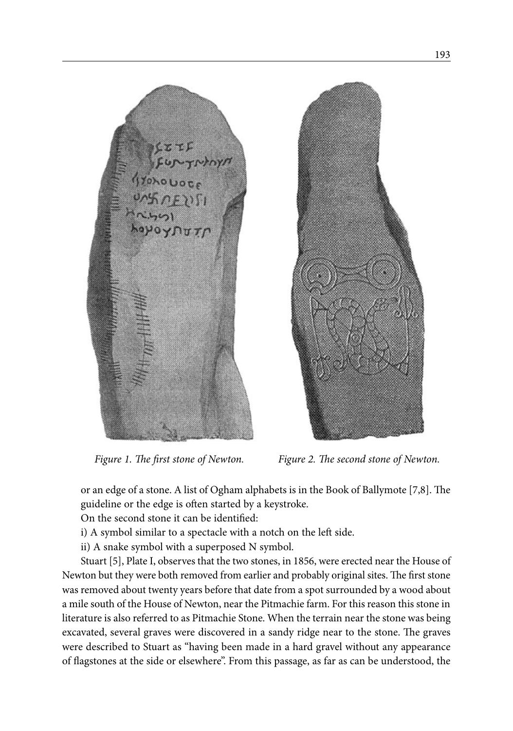*Figure 1. The first stone of Newton.* *Figure 2. The second stone of Newton.*

or an edge of a stone. A list of Ogham alphabets is in the Book of Ballymote [7,8]. The guideline or the edge is often started by a keystroke.

On the second stone it can be identified:

i) A symbol similar to a spectacle with a notch on the left side.

ii) A snake symbol with a superposed N symbol.

Stuart [5], Plate I, observes that the two stones, in 1856, were erected near the House of Newton but they were both removed from earlier and probably original sites. The first stone was removed about twenty years before that date from a spot surrounded by a wood about a mile south of the House of Newton, near the Pitmachie farm. For this reason this stone in literature is also referred to as Pitmachie Stone. When the terrain near the stone was being excavated, several graves were discovered in a sandy ridge near to the stone. The graves were described to Stuart as "having been made in a hard gravel without any appearance of flagstones at the side or elsewhere". From this passage, as far as can be understood, the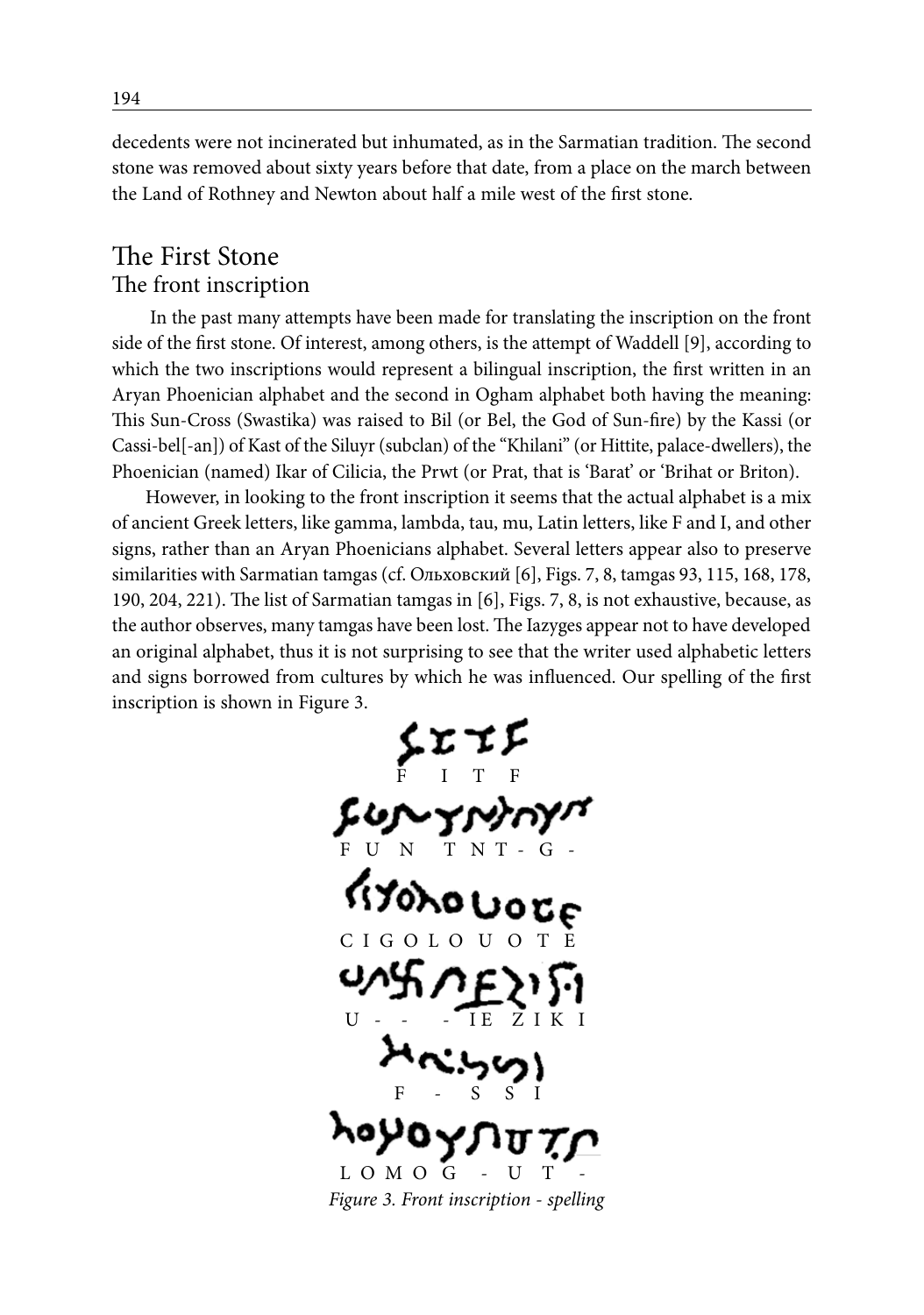decedents were not incinerated but inhumated, as in the Sarmatian tradition. The second stone was removed about sixty years before that date, from a place on the march between the Land of Rothney and Newton about half a mile west of the first stone.

## The First Stone

### The front inscription

In the past many attempts have been made for translating the inscription on the front side of the first stone. Of interest, among others, is the attempt of Waddell [9], according to which the two inscriptions would represent a bilingual inscription, the first written in an Aryan Phoenician alphabet and the second in Ogham alphabet both having the meaning: This Sun-Cross (Swastika) was raised to Bil (or Bel, the God of Sun-fire) by the Kassi (or Cassi-bel[-an]) of Kast of the Siluyr (subclan) of the "Khilani" (or Hittite, palace-dwellers), the Phoenician (named) Ikar of Cilicia, the Prwt (or Prat, that is 'Barat' or 'Brihat or Briton).

However, in looking to the front inscription it seems that the actual alphabet is a mix of ancient Greek letters, like gamma, lambda, tau, mu, Latin letters, like F and I, and other signs, rather than an Aryan Phoenicians alphabet. Several letters appear also to preserve similarities with Sarmatian tamgas (cf. Ольховский [6], Figs. 7, 8, tamgas 93, 115, 168, 178, 190, 204, 221). The list of Sarmatian tamgas in [6], Figs. 7, 8, is not exhaustive, because, as the author observes, many tamgas have been lost. The Iazyges appear not to have developed an original alphabet, thus it is not surprising to see that the writer used alphabetic letters and signs borrowed from cultures by which he was influenced. Our spelling of the first inscription is shown in Figure 3.

F I T F

F U N T N T - G -

C I G O L O U O T E

U - - - IE Z I K I

F - S S I

L O M O G - U T -

*Figure 3. Front inscription - spelling*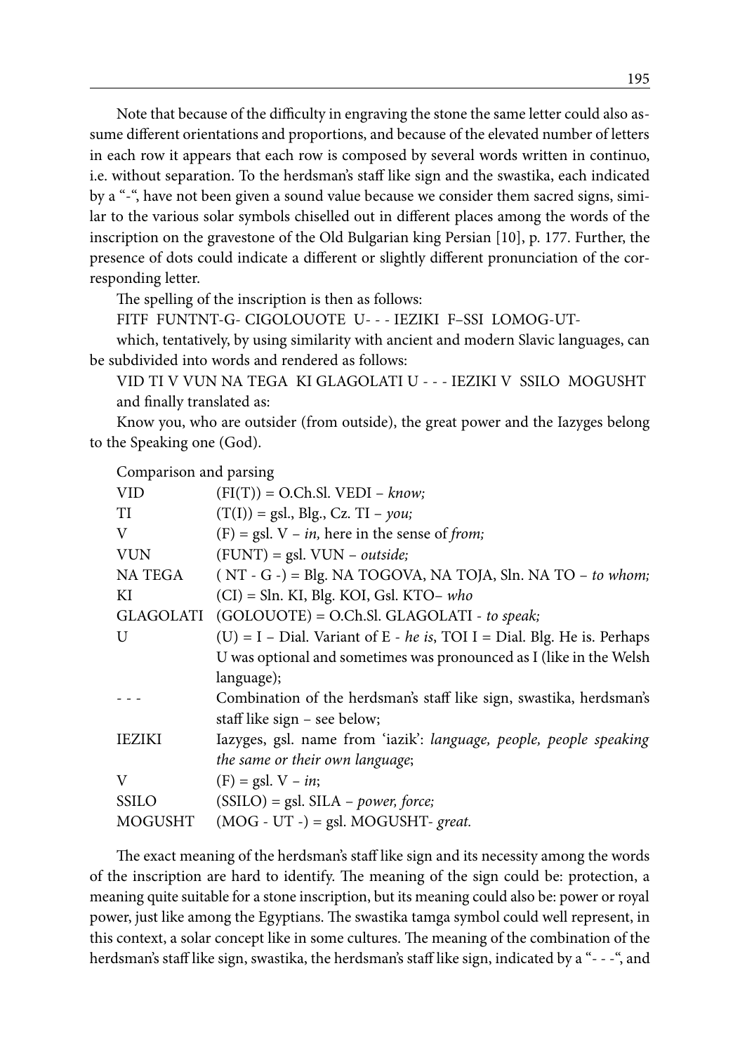Note that because of the difficulty in engraving the stone the same letter could also assume different orientations and proportions, and because of the elevated number of letters in each row it appears that each row is composed by several words written in continuo, i.e. without separation. To the herdsman's staff like sign and the swastika, each indicated by a "-", have not been given a sound value because we consider them sacred signs, similar to the various solar symbols chiselled out in different places among the words of the inscription on the gravestone of the Old Bulgarian king Persian [10], p. 177. Further, the presence of dots could indicate a different or slightly different pronunciation of the corresponding letter.

The spelling of the inscription is then as follows:

FITF FUNTNT-G- CIGOLOUOTE U- - - IEZIKI F–SSI LOMOG-UT-

which, tentatively, by using similarity with ancient and modern Slavic languages, can be subdivided into words and rendered as follows:

VID TI V VUN NA TEGA KI GLAGOLATI U - - - IEZIKI V SSILO MOGUSHT

and finally translated as:

Know you, who are outsider (from outside), the great power and the Iazyges belong to the Speaking one (God).

Comparison and parsing

| | |
|---|---|
| VID | (FI(T)) = O.Ch.Sl. VEDI – *know;* |
| TI | (T(I)) = gsl., Blg., Cz. TI – *you;* |
| V | (F) = gsl. V – *in,* here in the sense of *from;* |
| VUN | (FUNT) = gsl. VUN – *outside;* |
| NA TEGA | ( NT - G -) = Blg. NA TOGOVA, NA TOJA, Sln. NA TO – *to whom;* |
| KI | (CI) = Sln. KI, Blg. KOI, Gsl. KTO– *who* |
| GLAGOLATI | (GOLOUOTE) = O.Ch.Sl. GLAGOLATI - *to speak;* |
| U | (U) = I – Dial. Variant of E - *he is*, TOI I = Dial. Blg. He is. Perhaps U was optional and sometimes was pronounced as I (like in the Welsh language); |
| - - - | Combination of the herdsman's staff like sign, swastika, herdsman's staff like sign – see below; |
| IEZIKI | Iazyges, gsl. name from 'iazik': *language, people, people speaking the same or their own language*; |
| V | (F) = gsl. V – *in*; |
| SSILO | (SSILO) = gsl. SILA – *power, force;* |
| MOGUSHT | (MOG - UT -) = gsl. MOGUSHT- *great.* |

The exact meaning of the herdsman's staff like sign and its necessity among the words of the inscription are hard to identify. The meaning of the sign could be: protection, a meaning quite suitable for a stone inscription, but its meaning could also be: power or royal power, just like among the Egyptians. The swastika tamga symbol could well represent, in this context, a solar concept like in some cultures. The meaning of the combination of the herdsman's staff like sign, swastika, the herdsman's staff like sign, indicated by a "- - -", and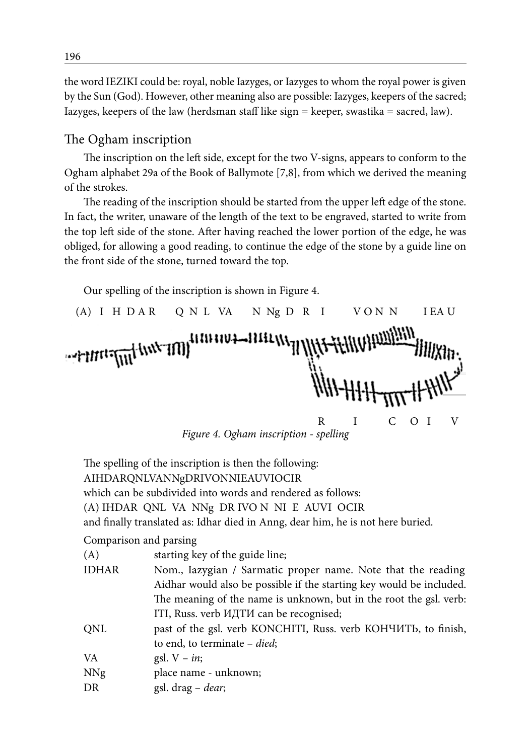the word IEZIKI could be: royal, noble Iazyges, or Iazyges to whom the royal power is given by the Sun (God). However, other meaning also are possible: Iazyges, keepers of the sacred; Iazyges, keepers of the law (herdsman staff like sign = keeper, swastika = sacred, law).

## The Ogham inscription

The inscription on the left side, except for the two V-signs, appears to conform to the Ogham alphabet 29a of the Book of Ballymote [7,8], from which we derived the meaning of the strokes.

The reading of the inscription should be started from the upper left edge of the stone. In fact, the writer, unaware of the length of the text to be engraved, started to write from the top left side of the stone. After having reached the lower portion of the edge, he was obliged, for allowing a good reading, to continue the edge of the stone by a guide line on the front side of the stone, turned toward the top.

Our spelling of the inscription is shown in Figure 4.

(A) I H D A R Q N L VA N Ng D R I V O N N I EA U

R I C O I V

*Figure 4. Ogham inscription - spelling*

The spelling of the inscription is then the following:
AIHDARQNLVANNgDRIVONNIEAUVIOCIR
which can be subdivided into words and rendered as follows:
(A) IHDAR QNL VA NNg DR IVO N NI E AUVI OCIR
and finally translated as: Idhar died in Anng, dear him, he is not here buried.

Comparison and parsing

| | |
|---|---|
| (A) | starting key of the guide line; |
| IDHAR | Nom., Iazygian / Sarmatic proper name. Note that the reading Aidhar would also be possible if the starting key would be included. The meaning of the name is unknown, but in the root the gsl. verb: ITI, Russ. verb ИДТИ can be recognised; |
| QNL | past of the gsl. verb KONCHITI, Russ. verb КОНЧИТЬ, to finish, to end, to terminate – *died*; |
| VA | gsl. V – *in*; |
| NNg | place name - unknown; |
| DR | gsl. drag – *dear*; |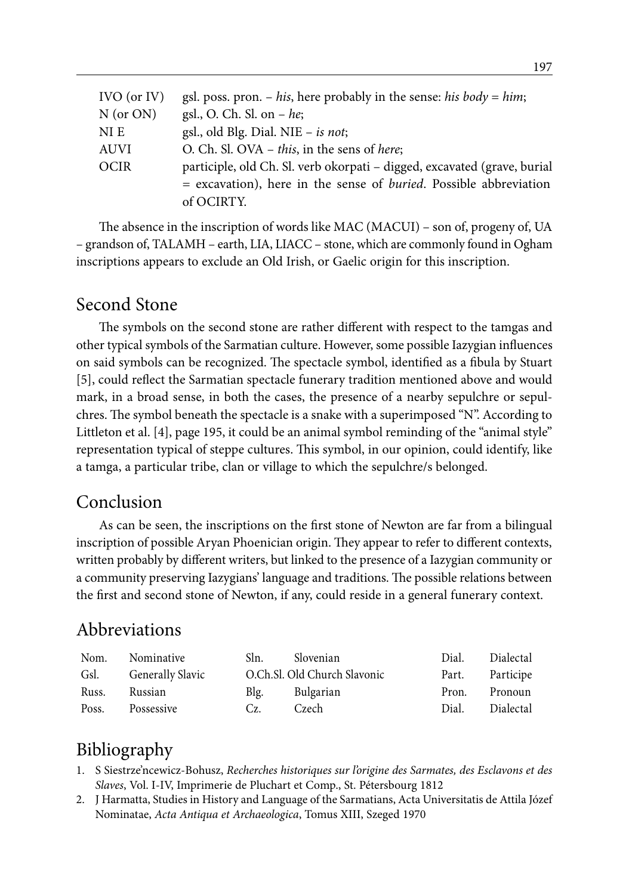| | |
|---|---|
| IVO (or IV) | gsl. poss. pron. – *his*, here probably in the sense: *his body* = *him*; |
| N (or ON) | gsl., O. Ch. Sl. on – *he*; |
| NI E | gsl., old Blg. Dial. NIE – *is not*; |
| AUVI | O. Ch. Sl. OVA – *this*, in the sens of *here*; |
| OCIR | participle, old Ch. Sl. verb okorpati – digged, excavated (grave, burial = excavation), here in the sense of *buried*. Possible abbreviation of OCIRTY. |

The absence in the inscription of words like MAC (MACUI) – son of, progeny of, UA – grandson of, TALAMH – earth, LIA, LIACC – stone, which are commonly found in Ogham inscriptions appears to exclude an Old Irish, or Gaelic origin for this inscription.

## Second Stone

The symbols on the second stone are rather different with respect to the tamgas and other typical symbols of the Sarmatian culture. However, some possible Iazygian influences on said symbols can be recognized. The spectacle symbol, identified as a fibula by Stuart [5], could reflect the Sarmatian spectacle funerary tradition mentioned above and would mark, in a broad sense, in both the cases, the presence of a nearby sepulchre or sepulchres. The symbol beneath the spectacle is a snake with a superimposed "N". According to Littleton et al. [4], page 195, it could be an animal symbol reminding of the "animal style" representation typical of steppe cultures. This symbol, in our opinion, could identify, like a tamga, a particular tribe, clan or village to which the sepulchre/s belonged.

## Conclusion

As can be seen, the inscriptions on the first stone of Newton are far from a bilingual inscription of possible Aryan Phoenician origin. They appear to refer to different contexts, written probably by different writers, but linked to the presence of a Iazygian community or a community preserving Iazygians' language and traditions. The possible relations between the first and second stone of Newton, if any, could reside in a general funerary context.

## Abbreviations

| | | | | | |
|---|---|---|---|---|---|
| Nom. | Nominative | Sln. | Slovenian | Dial. | Dialectal |
| Gsl. | Generally Slavic | O.Ch.Sl. | Old Church Slavonic | Part. | Participe |
| Russ. | Russian | Blg. | Bulgarian | Pron. | Pronoun |
| Poss. | Possessive | Cz. | Czech | Dial. | Dialectal |

## Bibliography

1. S Siestrze'ncewicz-Bohusz, *Recherches historiques sur l'origine des Sarmates, des Esclavons et des Slaves*, Vol. I-IV, Imprimerie de Pluchart et Comp., St. Pétersbourg 1812
2. J Harmatta, Studies in History and Language of the Sarmatians, Acta Universitatis de Attila József Nominatae, *Acta Antiqua et Archaeologica*, Tomus XIII, Szeged 1970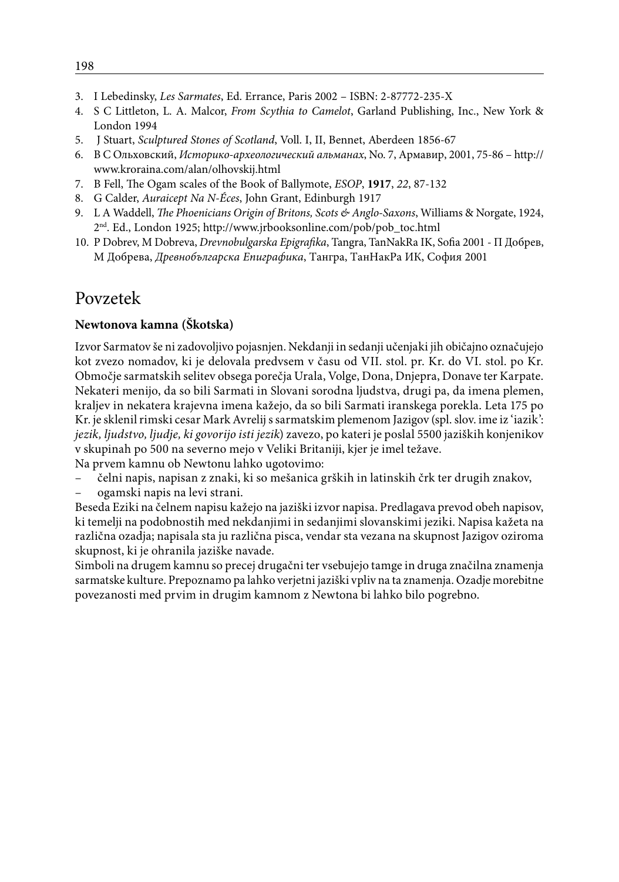3. I Lebedinsky, *Les Sarmates*, Ed. Errance, Paris 2002 – ISBN: 2-87772-235-X
4. S C Littleton, L. A. Malcor, *From Scythia to Camelot*, Garland Publishing, Inc., New York & London 1994
5. J Stuart, *Sculptured Stones of Scotland*, Voll. I, II, Bennet, Aberdeen 1856-67
6. В С Ольховский, *Историко-археологический альманах*, No. 7, Армавир, 2001, 75-86 – http://www.kroraina.com/alan/olhovskij.html
7. B Fell, The Ogam scales of the Book of Ballymote, *ESOP*, **1917**, *22*, 87-132
8. G Calder, *Auraicept Na N-Éces*, John Grant, Edinburgh 1917
9. L A Waddell, *The Phoenicians Origin of Britons, Scots & Anglo-Saxons*, Williams & Norgate, 1924, 2nd. Ed., London 1925; http://www.jrbooksonline.com/pob/pob_toc.html
10. P Dobrev, M Dobreva, *Drevnobulgarska Epigrafika*, Tangra, TanNakRa IK, Sofia 2001 - П Добрев, М Добрева, *Древнобългарска Епиграфика*, Тангра, ТанНакРа ИК, София 2001

# Povzetek

**Newtonova kamna (Škotska)**

Izvor Sarmatov še ni zadovoljivo pojasnjen. Nekdanji in sedanji učenjaki jih običajno označujejo kot zvezo nomadov, ki je delovala predvsem v času od VII. stol. pr. Kr. do VI. stol. po Kr. Območje sarmatskih selitev obsega porečja Urala, Volge, Dona, Dnjepra, Donave ter Karpate. Nekateri menijo, da so bili Sarmati in Slovani sorodna ljudstva, drugi pa, da imena plemen, kraljev in nekatera krajevna imena kažejo, da so bili Sarmati iranskega porekla. Leta 175 po Kr. je sklenil rimski cesar Mark Avrelij s sarmatskim plemenom Jazigov (spl. slov. ime iz 'iazik': *jezik, ljudstvo, ljudje, ki govorijo isti jezik*) zavezo, po kateri je poslal 5500 jaziških konjenikov v skupinah po 500 na severno mejo v Veliki Britaniji, kjer je imel težave.

Na prvem kamnu ob Newtonu lahko ugotovimo:

- čelni napis, napisan z znaki, ki so mešanica grških in latinskih črk ter drugih znakov,
- ogamski napis na levi strani.

Beseda Eziki na čelnem napisu kažejo na jaziški izvor napisa. Predlagava prevod obeh napisov, ki temelji na podobnostih med nekdanjimi in sedanjimi slovanskimi jeziki. Napisa kažeta na različna ozadja; napisala sta ju različna pisca, vendar sta vezana na skupnost Jazigov oziroma skupnost, ki je ohranila jaziške navade.

Simboli na drugem kamnu so precej drugačni ter vsebujejo tamge in druga značilna znamenja sarmatske kulture. Prepoznamo pa lahko verjetni jaziški vpliv na ta znamenja. Ozadje morebitne povezanosti med prvim in drugim kamnom z Newtona bi lahko bilo pogrebno.